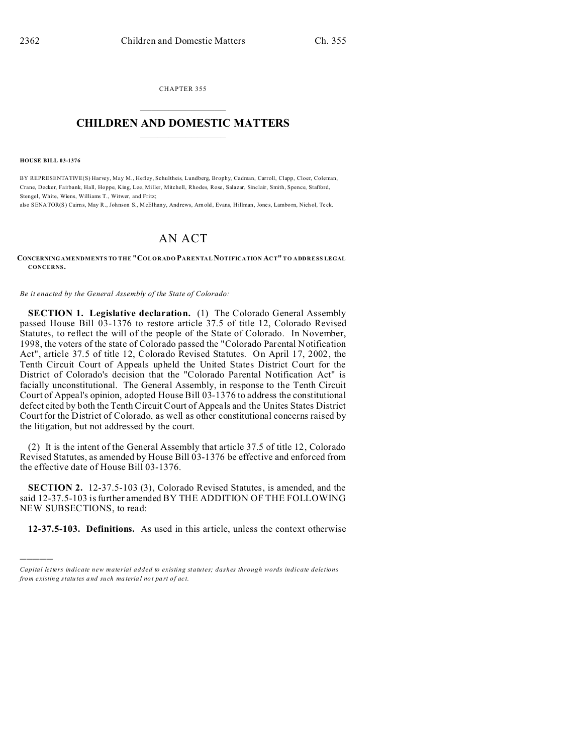CHAPTER 355

# CHILDREN AND DOMESTIC MATTERS

**HOUSE BILL 03-1376**

BY REPRESENTATIVE(S) Harvey, May M., Hefley, Schultheis, Lundberg, Brophy, Cadman, Carroll, Clapp, Cloer, Coleman, Crane, Decker, Fairbank, Hall, Hoppe, King, Lee, Miller, Mitchell, Rhodes, Rose, Salazar, Sinclair, Smith, Spence, Stafford, Stengel, White, Wiens, Williams T., Witwer, and Fritz;
also SENATOR(S) Cairns, May R., Johnson S., McElhany, Andrews, Arnold, Evans, Hillman, Jones, Lamborn, Nichol, Teck.

## AN ACT

**CONCERNING AMENDMENTS TO THE "COLORADO PARENTAL NOTIFICATION ACT" TO ADDRESS LEGAL CONCERNS.**

*Be it enacted by the General Assembly of the State of Colorado:*

**SECTION 1. Legislative declaration.** (1) The Colorado General Assembly passed House Bill 03-1376 to restore article 37.5 of title 12, Colorado Revised Statutes, to reflect the will of the people of the State of Colorado. In November, 1998, the voters of the state of Colorado passed the "Colorado Parental Notification Act", article 37.5 of title 12, Colorado Revised Statutes. On April 17, 2002, the Tenth Circuit Court of Appeals upheld the United States District Court for the District of Colorado's decision that the "Colorado Parental Notification Act" is facially unconstitutional. The General Assembly, in response to the Tenth Circuit Court of Appeal's opinion, adopted House Bill 03-1376 to address the constitutional defect cited by both the Tenth Circuit Court of Appeals and the Unites States District Court for the District of Colorado, as well as other constitutional concerns raised by the litigation, but not addressed by the court.

(2) It is the intent of the General Assembly that article 37.5 of title 12, Colorado Revised Statutes, as amended by House Bill 03-1376 be effective and enforced from the effective date of House Bill 03-1376.

**SECTION 2.** 12-37.5-103 (3), Colorado Revised Statutes, is amended, and the said 12-37.5-103 is further amended BY THE ADDITION OF THE FOLLOWING NEW SUBSECTIONS, to read:

**12-37.5-103. Definitions.** As used in this article, unless the context otherwise

---

*Capital letters indicate new material added to existing statutes; dashes through words indicate deletions from existing statutes and such material not part of act.*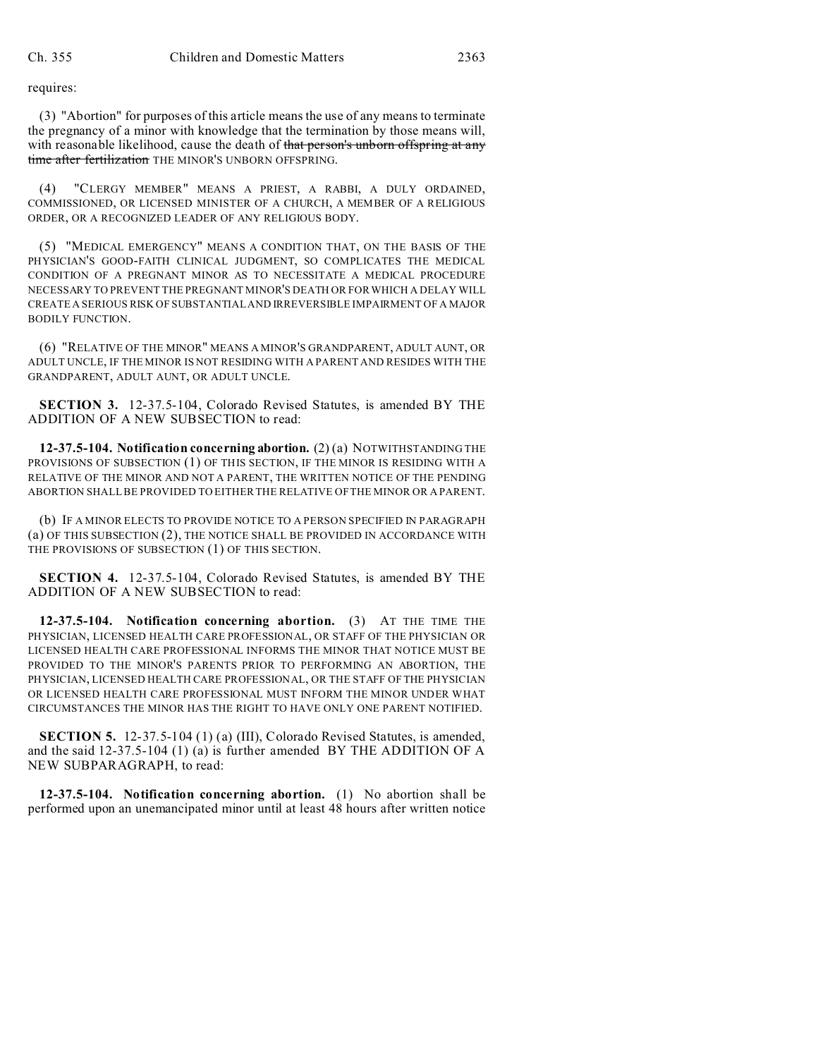requires:

(3) "Abortion" for purposes of this article means the use of any means to terminate the pregnancy of a minor with knowledge that the termination by those means will, with reasonable likelihood, cause the death of ~~that person's unborn offspring at any time after fertilization~~ THE MINOR'S UNBORN OFFSPRING.

(4) "CLERGY MEMBER" MEANS A PRIEST, A RABBI, A DULY ORDAINED, COMMISSIONED, OR LICENSED MINISTER OF A CHURCH, A MEMBER OF A RELIGIOUS ORDER, OR A RECOGNIZED LEADER OF ANY RELIGIOUS BODY.

(5) "MEDICAL EMERGENCY" MEANS A CONDITION THAT, ON THE BASIS OF THE PHYSICIAN'S GOOD-FAITH CLINICAL JUDGMENT, SO COMPLICATES THE MEDICAL CONDITION OF A PREGNANT MINOR AS TO NECESSITATE A MEDICAL PROCEDURE NECESSARY TO PREVENT THE PREGNANT MINOR'S DEATH OR FOR WHICH A DELAY WILL CREATE A SERIOUS RISK OF SUBSTANTIAL AND IRREVERSIBLE IMPAIRMENT OF A MAJOR BODILY FUNCTION.

(6) "RELATIVE OF THE MINOR" MEANS A MINOR'S GRANDPARENT, ADULT AUNT, OR ADULT UNCLE, IF THE MINOR IS NOT RESIDING WITH A PARENT AND RESIDES WITH THE GRANDPARENT, ADULT AUNT, OR ADULT UNCLE.

**SECTION 3.** 12-37.5-104, Colorado Revised Statutes, is amended BY THE ADDITION OF A NEW SUBSECTION to read:

**12-37.5-104. Notification concerning abortion.** (2) (a) NOTWITHSTANDING THE PROVISIONS OF SUBSECTION (1) OF THIS SECTION, IF THE MINOR IS RESIDING WITH A RELATIVE OF THE MINOR AND NOT A PARENT, THE WRITTEN NOTICE OF THE PENDING ABORTION SHALL BE PROVIDED TO EITHER THE RELATIVE OF THE MINOR OR A PARENT.

(b) IF A MINOR ELECTS TO PROVIDE NOTICE TO A PERSON SPECIFIED IN PARAGRAPH (a) OF THIS SUBSECTION (2), THE NOTICE SHALL BE PROVIDED IN ACCORDANCE WITH THE PROVISIONS OF SUBSECTION (1) OF THIS SECTION.

**SECTION 4.** 12-37.5-104, Colorado Revised Statutes, is amended BY THE ADDITION OF A NEW SUBSECTION to read:

**12-37.5-104. Notification concerning abortion.** (3) AT THE TIME THE PHYSICIAN, LICENSED HEALTH CARE PROFESSIONAL, OR STAFF OF THE PHYSICIAN OR LICENSED HEALTH CARE PROFESSIONAL INFORMS THE MINOR THAT NOTICE MUST BE PROVIDED TO THE MINOR'S PARENTS PRIOR TO PERFORMING AN ABORTION, THE PHYSICIAN, LICENSED HEALTH CARE PROFESSIONAL, OR THE STAFF OF THE PHYSICIAN OR LICENSED HEALTH CARE PROFESSIONAL MUST INFORM THE MINOR UNDER WHAT CIRCUMSTANCES THE MINOR HAS THE RIGHT TO HAVE ONLY ONE PARENT NOTIFIED.

**SECTION 5.** 12-37.5-104 (1) (a) (III), Colorado Revised Statutes, is amended, and the said 12-37.5-104 (1) (a) is further amended BY THE ADDITION OF A NEW SUBPARAGRAPH, to read:

**12-37.5-104. Notification concerning abortion.** (1) No abortion shall be performed upon an unemancipated minor until at least 48 hours after written notice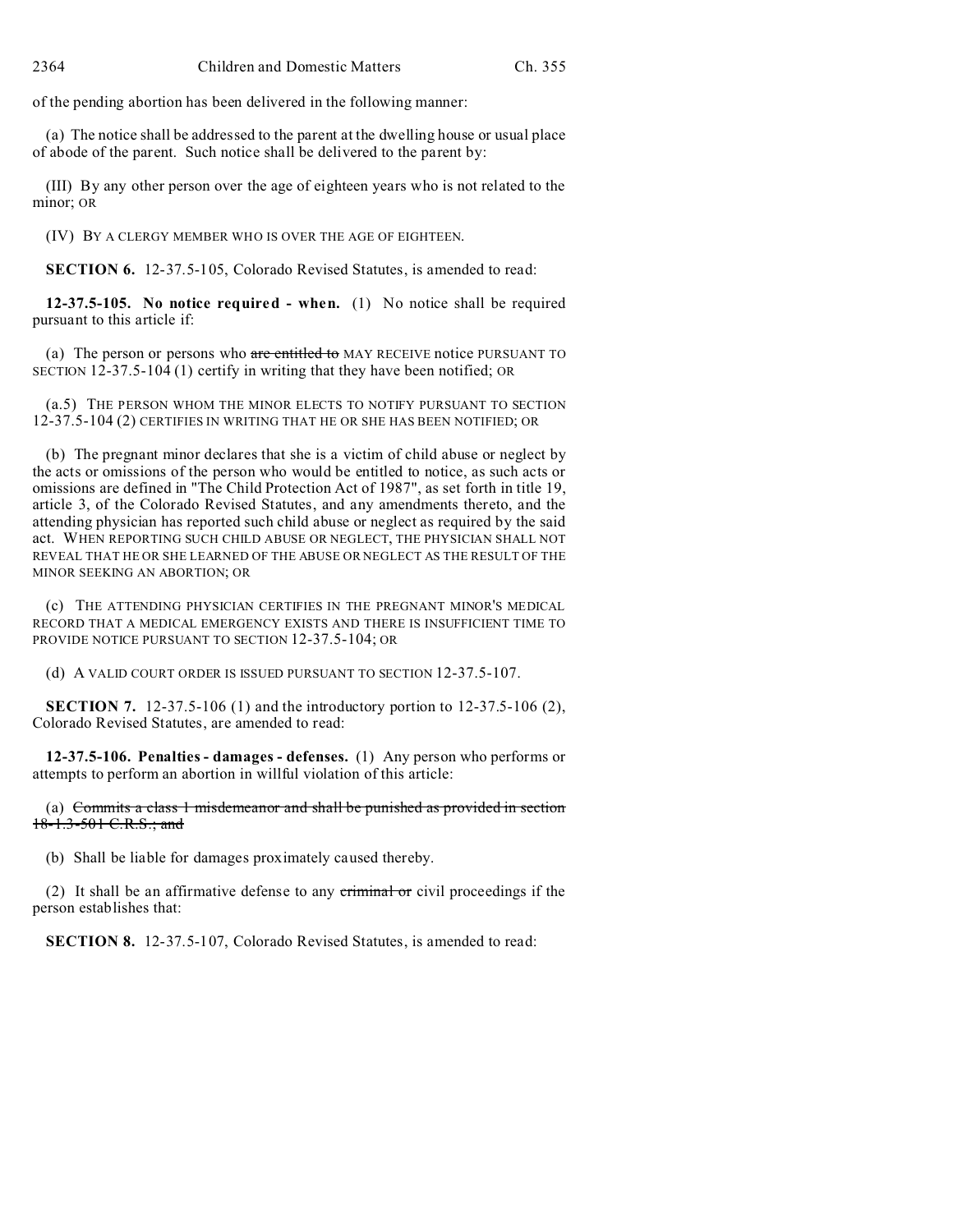of the pending abortion has been delivered in the following manner:

(a) The notice shall be addressed to the parent at the dwelling house or usual place of abode of the parent. Such notice shall be delivered to the parent by:

(III) By any other person over the age of eighteen years who is not related to the minor; OR

(IV) BY A CLERGY MEMBER WHO IS OVER THE AGE OF EIGHTEEN.

**SECTION 6.** 12-37.5-105, Colorado Revised Statutes, is amended to read:

**12-37.5-105. No notice required - when.** (1) No notice shall be required pursuant to this article if:

(a) The person or persons who ~~are entitled to~~ MAY RECEIVE notice PURSUANT TO SECTION 12-37.5-104 (1) certify in writing that they have been notified; OR

(a.5) THE PERSON WHOM THE MINOR ELECTS TO NOTIFY PURSUANT TO SECTION 12-37.5-104 (2) CERTIFIES IN WRITING THAT HE OR SHE HAS BEEN NOTIFIED; OR

(b) The pregnant minor declares that she is a victim of child abuse or neglect by the acts or omissions of the person who would be entitled to notice, as such acts or omissions are defined in "The Child Protection Act of 1987", as set forth in title 19, article 3, of the Colorado Revised Statutes, and any amendments thereto, and the attending physician has reported such child abuse or neglect as required by the said act. WHEN REPORTING SUCH CHILD ABUSE OR NEGLECT, THE PHYSICIAN SHALL NOT REVEAL THAT HE OR SHE LEARNED OF THE ABUSE OR NEGLECT AS THE RESULT OF THE MINOR SEEKING AN ABORTION; OR

(c) THE ATTENDING PHYSICIAN CERTIFIES IN THE PREGNANT MINOR'S MEDICAL RECORD THAT A MEDICAL EMERGENCY EXISTS AND THERE IS INSUFFICIENT TIME TO PROVIDE NOTICE PURSUANT TO SECTION 12-37.5-104; OR

(d) A VALID COURT ORDER IS ISSUED PURSUANT TO SECTION 12-37.5-107.

**SECTION 7.** 12-37.5-106 (1) and the introductory portion to 12-37.5-106 (2), Colorado Revised Statutes, are amended to read:

**12-37.5-106. Penalties - damages - defenses.** (1) Any person who performs or attempts to perform an abortion in willful violation of this article:

(a) ~~Commits a class 1 misdemeanor and shall be punished as provided in section 18-1.3-501 C.R.S.; and~~

(b) Shall be liable for damages proximately caused thereby.

(2) It shall be an affirmative defense to any ~~criminal or~~ civil proceedings if the person establishes that:

**SECTION 8.** 12-37.5-107, Colorado Revised Statutes, is amended to read: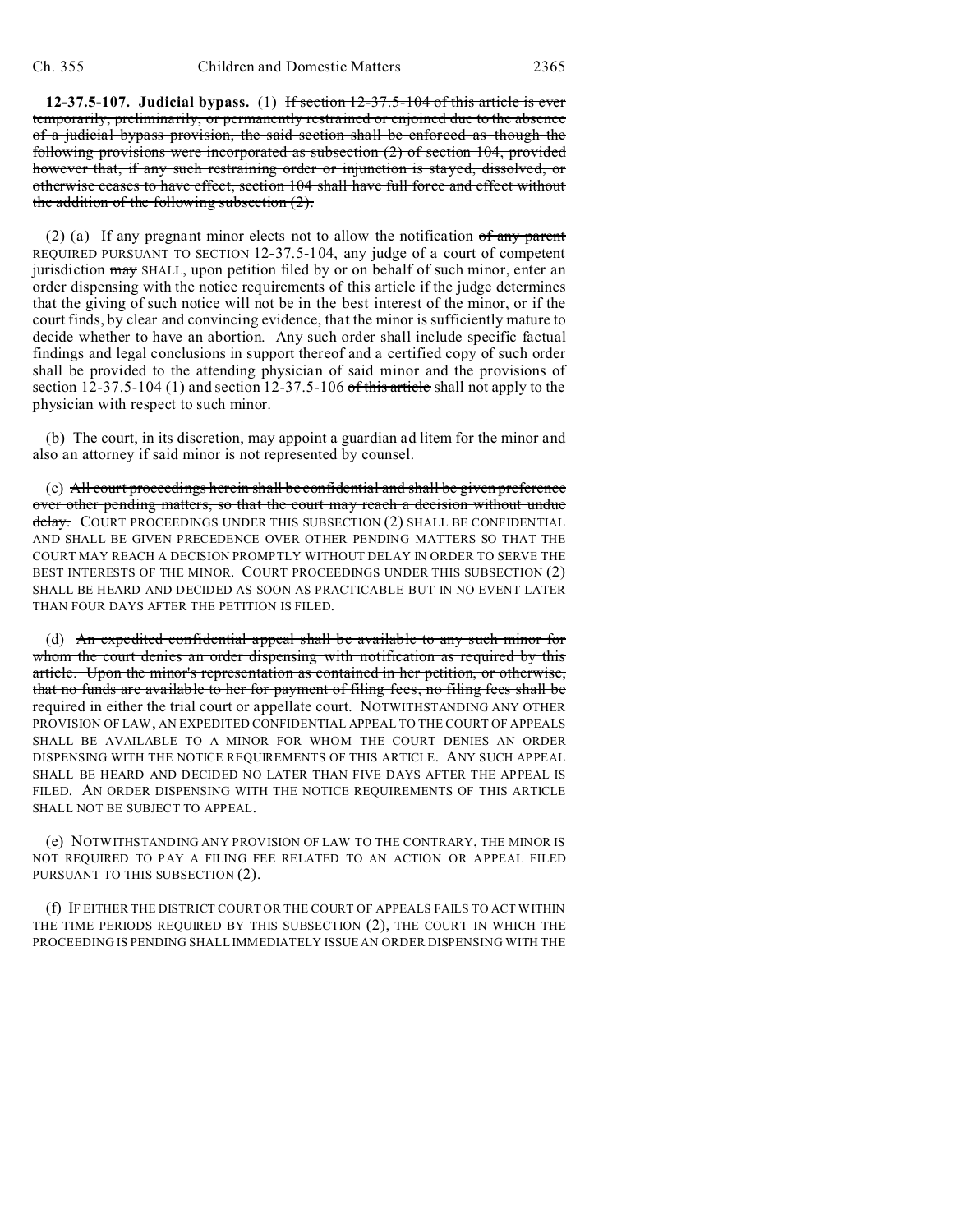**12-37.5-107. Judicial bypass.** (1) ~~If section 12-37.5-104 of this article is ever temporarily, preliminarily, or permanently restrained or enjoined due to the absence of a judicial bypass provision, the said section shall be enforced as though the following provisions were incorporated as subsection (2) of section 104, provided however that, if any such restraining order or injunction is stayed, dissolved, or otherwise ceases to have effect, section 104 shall have full force and effect without the addition of the following subsection (2).~~

(2) (a) If any pregnant minor elects not to allow the notification ~~of any parent~~ REQUIRED PURSUANT TO SECTION 12-37.5-104, any judge of a court of competent jurisdiction ~~may~~ SHALL, upon petition filed by or on behalf of such minor, enter an order dispensing with the notice requirements of this article if the judge determines that the giving of such notice will not be in the best interest of the minor, or if the court finds, by clear and convincing evidence, that the minor is sufficiently mature to decide whether to have an abortion. Any such order shall include specific factual findings and legal conclusions in support thereof and a certified copy of such order shall be provided to the attending physician of said minor and the provisions of section 12-37.5-104 (1) and section 12-37.5-106 ~~of this article~~ shall not apply to the physician with respect to such minor.

(b) The court, in its discretion, may appoint a guardian ad litem for the minor and also an attorney if said minor is not represented by counsel.

(c) ~~All court proceedings herein shall be confidential and shall be given preference over other pending matters, so that the court may reach a decision without undue delay.~~ COURT PROCEEDINGS UNDER THIS SUBSECTION (2) SHALL BE CONFIDENTIAL AND SHALL BE GIVEN PRECEDENCE OVER OTHER PENDING MATTERS SO THAT THE COURT MAY REACH A DECISION PROMPTLY WITHOUT DELAY IN ORDER TO SERVE THE BEST INTERESTS OF THE MINOR. COURT PROCEEDINGS UNDER THIS SUBSECTION (2) SHALL BE HEARD AND DECIDED AS SOON AS PRACTICABLE BUT IN NO EVENT LATER THAN FOUR DAYS AFTER THE PETITION IS FILED.

(d) ~~An expedited confidential appeal shall be available to any such minor for whom the court denies an order dispensing with notification as required by this article. Upon the minor's representation as contained in her petition, or otherwise, that no funds are available to her for payment of filing fees, no filing fees shall be required in either the trial court or appellate court.~~ NOTWITHSTANDING ANY OTHER PROVISION OF LAW, AN EXPEDITED CONFIDENTIAL APPEAL TO THE COURT OF APPEALS SHALL BE AVAILABLE TO A MINOR FOR WHOM THE COURT DENIES AN ORDER DISPENSING WITH THE NOTICE REQUIREMENTS OF THIS ARTICLE. ANY SUCH APPEAL SHALL BE HEARD AND DECIDED NO LATER THAN FIVE DAYS AFTER THE APPEAL IS FILED. AN ORDER DISPENSING WITH THE NOTICE REQUIREMENTS OF THIS ARTICLE SHALL NOT BE SUBJECT TO APPEAL.

(e) NOTWITHSTANDING ANY PROVISION OF LAW TO THE CONTRARY, THE MINOR IS NOT REQUIRED TO PAY A FILING FEE RELATED TO AN ACTION OR APPEAL FILED PURSUANT TO THIS SUBSECTION (2).

(f) IF EITHER THE DISTRICT COURT OR THE COURT OF APPEALS FAILS TO ACT WITHIN THE TIME PERIODS REQUIRED BY THIS SUBSECTION (2), THE COURT IN WHICH THE PROCEEDING IS PENDING SHALL IMMEDIATELY ISSUE AN ORDER DISPENSING WITH THE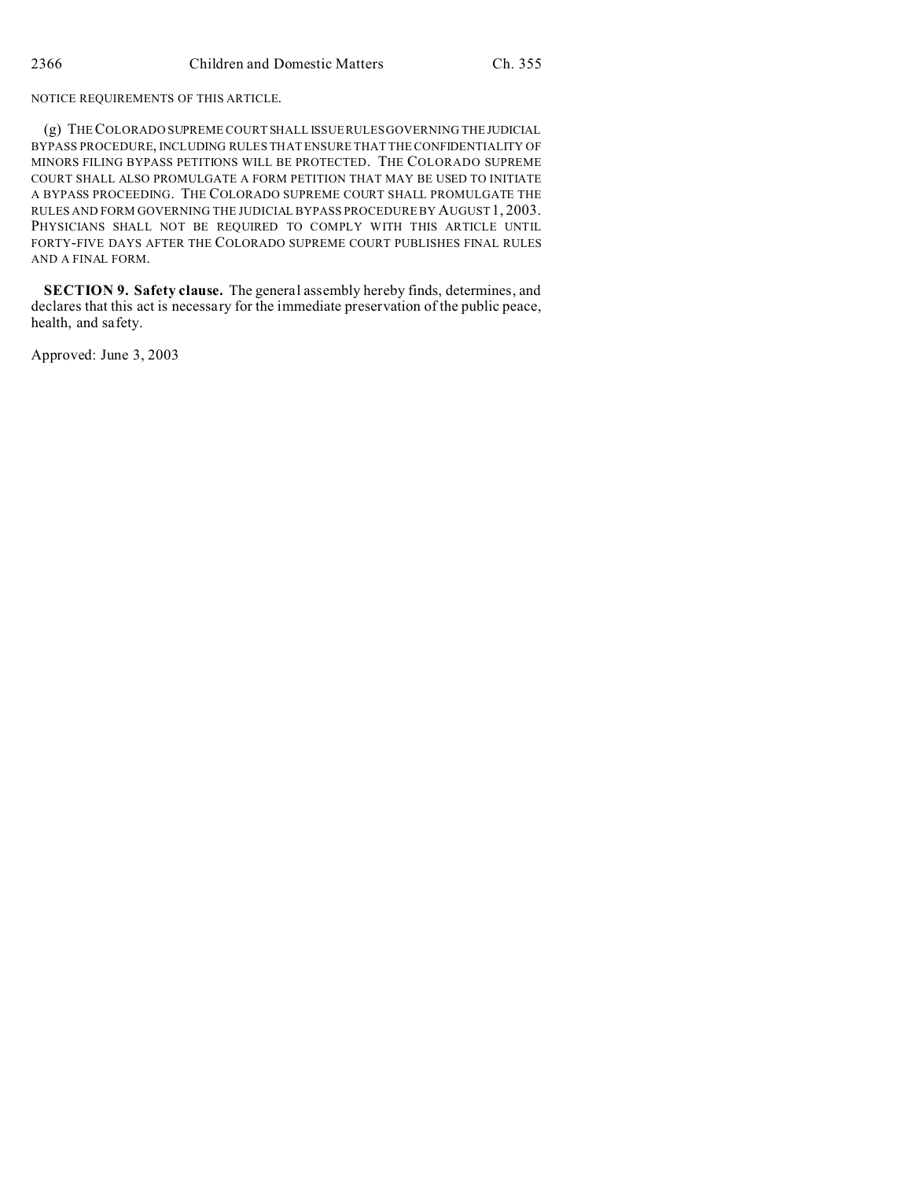NOTICE REQUIREMENTS OF THIS ARTICLE.

(g) THE COLORADO SUPREME COURT SHALL ISSUE RULES GOVERNING THE JUDICIAL BYPASS PROCEDURE, INCLUDING RULES THAT ENSURE THAT THE CONFIDENTIALITY OF MINORS FILING BYPASS PETITIONS WILL BE PROTECTED. THE COLORADO SUPREME COURT SHALL ALSO PROMULGATE A FORM PETITION THAT MAY BE USED TO INITIATE A BYPASS PROCEEDING. THE COLORADO SUPREME COURT SHALL PROMULGATE THE RULES AND FORM GOVERNING THE JUDICIAL BYPASS PROCEDURE BY AUGUST 1, 2003. PHYSICIANS SHALL NOT BE REQUIRED TO COMPLY WITH THIS ARTICLE UNTIL FORTY-FIVE DAYS AFTER THE COLORADO SUPREME COURT PUBLISHES FINAL RULES AND A FINAL FORM.

**SECTION 9. Safety clause.** The general assembly hereby finds, determines, and declares that this act is necessary for the immediate preservation of the public peace, health, and safety.

Approved: June 3, 2003